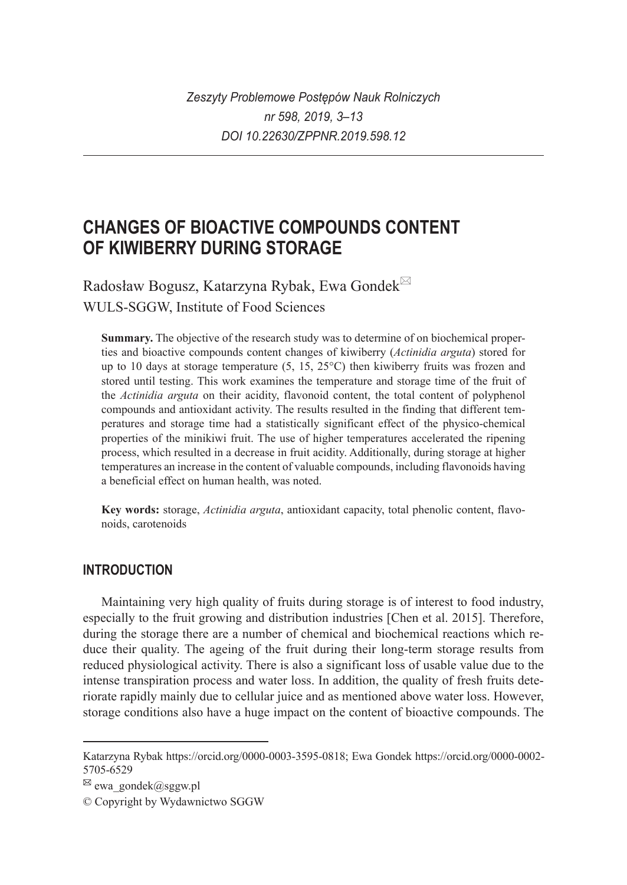*Zeszyty Problemowe Postępów Nauk Rolniczych*
*nr 598, 2019, 3–13*
*DOI 10.22630/ZPPNR.2019.598.12*

# CHANGES OF BIOACTIVE COMPOUNDS CONTENT OF KIWIBERRY DURING STORAGE

Radosław Bogusz, Katarzyna Rybak, Ewa Gondek✉

WULS-SGGW, Institute of Food Sciences

**Summary.** The objective of the research study was to determine of on biochemical properties and bioactive compounds content changes of kiwiberry (*Actinidia arguta*) stored for up to 10 days at storage temperature (5, 15, 25°C) then kiwiberry fruits was frozen and stored until testing. This work examines the temperature and storage time of the fruit of the *Actinidia arguta* on their acidity, flavonoid content, the total content of polyphenol compounds and antioxidant activity. The results resulted in the finding that different temperatures and storage time had a statistically significant effect of the physico-chemical properties of the minikiwi fruit. The use of higher temperatures accelerated the ripening process, which resulted in a decrease in fruit acidity. Additionally, during storage at higher temperatures an increase in the content of valuable compounds, including flavonoids having a beneficial effect on human health, was noted.

**Key words:** storage, *Actinidia arguta*, antioxidant capacity, total phenolic content, flavonoids, carotenoids

## INTRODUCTION

Maintaining very high quality of fruits during storage is of interest to food industry, especially to the fruit growing and distribution industries [Chen et al. 2015]. Therefore, during the storage there are a number of chemical and biochemical reactions which reduce their quality. The ageing of the fruit during their long-term storage results from reduced physiological activity. There is also a significant loss of usable value due to the intense transpiration process and water loss. In addition, the quality of fresh fruits deteriorate rapidly mainly due to cellular juice and as mentioned above water loss. However, storage conditions also have a huge impact on the content of bioactive compounds. The

---

Katarzyna Rybak https://orcid.org/0000-0003-3595-0818; Ewa Gondek https://orcid.org/0000-0002-5705-6529

✉ ewa_gondek@sggw.pl

© Copyright by Wydawnictwo SGGW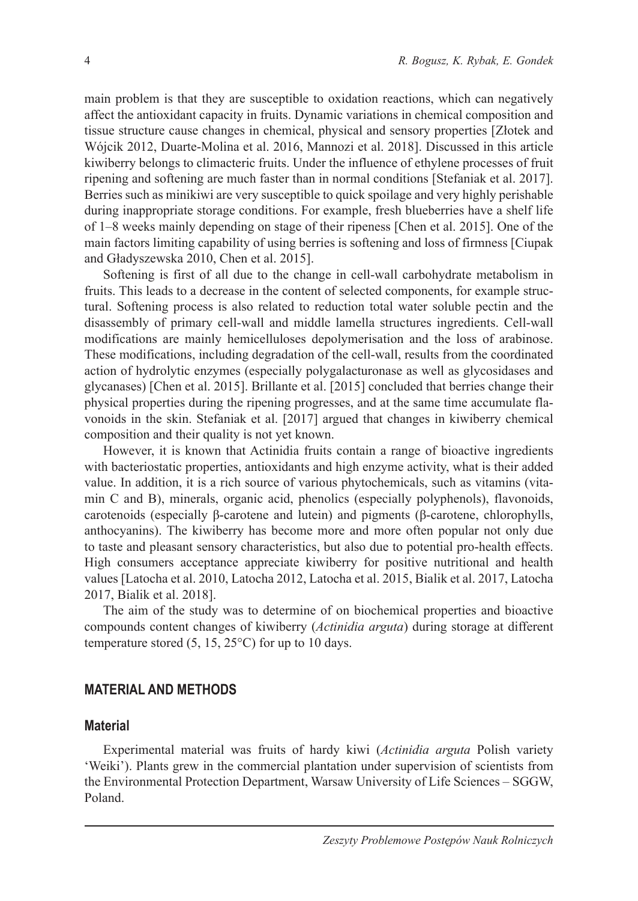main problem is that they are susceptible to oxidation reactions, which can negatively affect the antioxidant capacity in fruits. Dynamic variations in chemical composition and tissue structure cause changes in chemical, physical and sensory properties [Złotek and Wójcik 2012, Duarte-Molina et al. 2016, Mannozi et al. 2018]. Discussed in this article kiwiberry belongs to climacteric fruits. Under the influence of ethylene processes of fruit ripening and softening are much faster than in normal conditions [Stefaniak et al. 2017]. Berries such as minikiwi are very susceptible to quick spoilage and very highly perishable during inappropriate storage conditions. For example, fresh blueberries have a shelf life of 1–8 weeks mainly depending on stage of their ripeness [Chen et al. 2015]. One of the main factors limiting capability of using berries is softening and loss of firmness [Ciupak and Gładyszewska 2010, Chen et al. 2015].

Softening is first of all due to the change in cell-wall carbohydrate metabolism in fruits. This leads to a decrease in the content of selected components, for example structural. Softening process is also related to reduction total water soluble pectin and the disassembly of primary cell-wall and middle lamella structures ingredients. Cell-wall modifications are mainly hemicelluloses depolymerisation and the loss of arabinose. These modifications, including degradation of the cell-wall, results from the coordinated action of hydrolytic enzymes (especially polygalacturonase as well as glycosidases and glycanases) [Chen et al. 2015]. Brillante et al. [2015] concluded that berries change their physical properties during the ripening progresses, and at the same time accumulate flavonoids in the skin. Stefaniak et al. [2017] argued that changes in kiwiberry chemical composition and their quality is not yet known.

However, it is known that Actinidia fruits contain a range of bioactive ingredients with bacteriostatic properties, antioxidants and high enzyme activity, what is their added value. In addition, it is a rich source of various phytochemicals, such as vitamins (vitamin C and B), minerals, organic acid, phenolics (especially polyphenols), flavonoids, carotenoids (especially β-carotene and lutein) and pigments (β-carotene, chlorophylls, anthocyanins). The kiwiberry has become more and more often popular not only due to taste and pleasant sensory characteristics, but also due to potential pro-health effects. High consumers acceptance appreciate kiwiberry for positive nutritional and health values [Latocha et al. 2010, Latocha 2012, Latocha et al. 2015, Bialik et al. 2017, Latocha 2017, Bialik et al. 2018].

The aim of the study was to determine of on biochemical properties and bioactive compounds content changes of kiwiberry (*Actinidia arguta*) during storage at different temperature stored (5, 15, 25°C) for up to 10 days.

## MATERIAL AND METHODS

### Material

Experimental material was fruits of hardy kiwi (*Actinidia arguta* Polish variety 'Weiki'). Plants grew in the commercial plantation under supervision of scientists from the Environmental Protection Department, Warsaw University of Life Sciences – SGGW, Poland.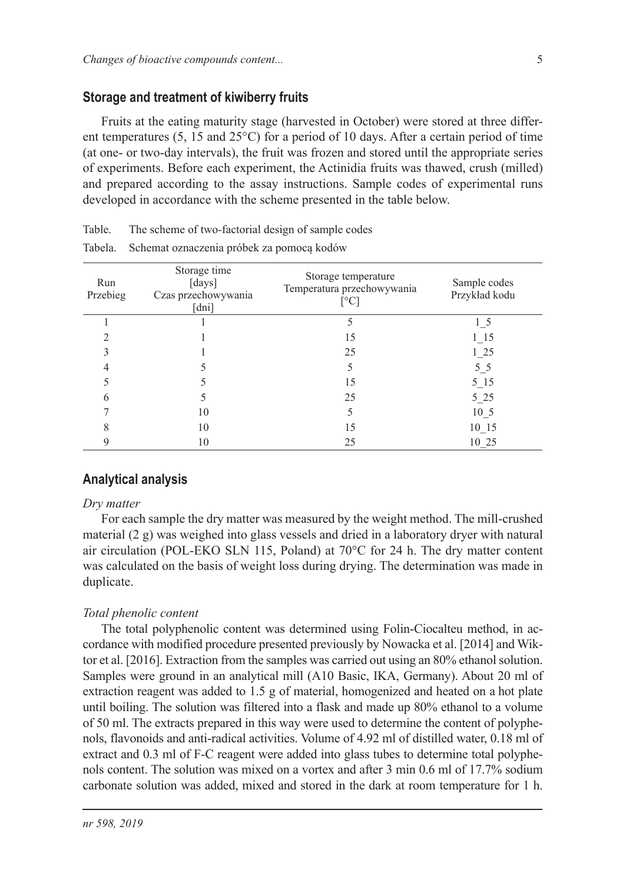## Storage and treatment of kiwiberry fruits

Fruits at the eating maturity stage (harvested in October) were stored at three different temperatures (5, 15 and 25°C) for a period of 10 days. After a certain period of time (at one- or two-day intervals), the fruit was frozen and stored until the appropriate series of experiments. Before each experiment, the Actinidia fruits was thawed, crush (milled) and prepared according to the assay instructions. Sample codes of experimental runs developed in accordance with the scheme presented in the table below.

Table. The scheme of two-factorial design of sample codes

Tabela. Schemat oznaczenia próbek za pomocą kodów

| Run Przebieg | Storage time [days] Czas przechowywania [dni] | Storage temperature Temperatura przechowywania [°C] | Sample codes Przykład kodu |
|---|---|---|---|
| 1 | 1 | 5 | 1_5 |
| 2 | 1 | 15 | 1_15 |
| 3 | 1 | 25 | 1_25 |
| 4 | 5 | 5 | 5_5 |
| 5 | 5 | 15 | 5_15 |
| 6 | 5 | 25 | 5_25 |
| 7 | 10 | 5 | 10_5 |
| 8 | 10 | 15 | 10_15 |
| 9 | 10 | 25 | 10_25 |

## Analytical analysis

*Dry matter*

For each sample the dry matter was measured by the weight method. The mill-crushed material (2 g) was weighed into glass vessels and dried in a laboratory dryer with natural air circulation (POL-EKO SLN 115, Poland) at 70°C for 24 h. The dry matter content was calculated on the basis of weight loss during drying. The determination was made in duplicate.

*Total phenolic content*

The total polyphenolic content was determined using Folin-Ciocalteu method, in accordance with modified procedure presented previously by Nowacka et al. [2014] and Wiktor et al. [2016]. Extraction from the samples was carried out using an 80% ethanol solution. Samples were ground in an analytical mill (A10 Basic, IKA, Germany). About 20 ml of extraction reagent was added to 1.5 g of material, homogenized and heated on a hot plate until boiling. The solution was filtered into a flask and made up 80% ethanol to a volume of 50 ml. The extracts prepared in this way were used to determine the content of polyphenols, flavonoids and anti-radical activities. Volume of 4.92 ml of distilled water, 0.18 ml of extract and 0.3 ml of F-C reagent were added into glass tubes to determine total polyphenols content. The solution was mixed on a vortex and after 3 min 0.6 ml of 17.7% sodium carbonate solution was added, mixed and stored in the dark at room temperature for 1 h.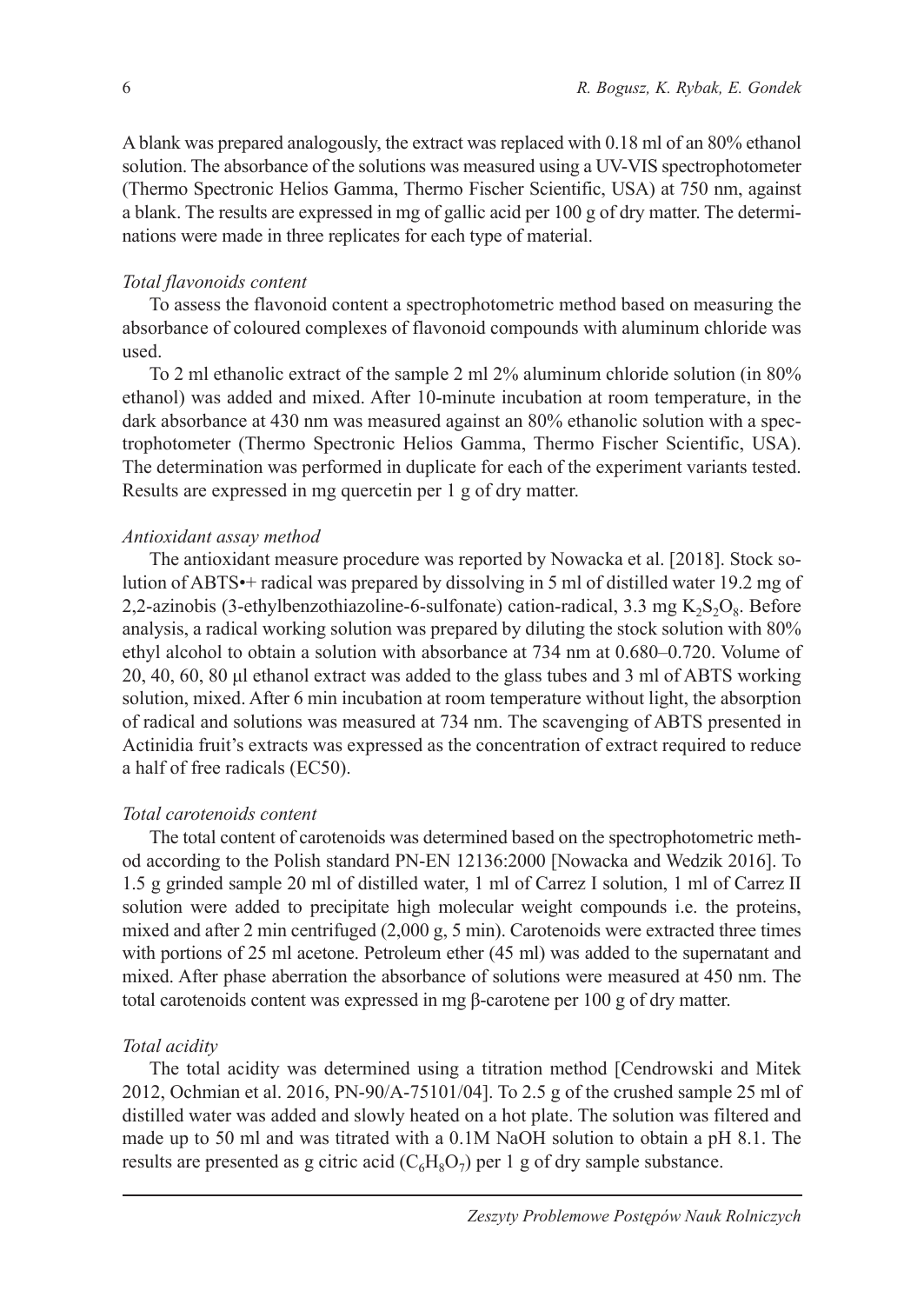A blank was prepared analogously, the extract was replaced with 0.18 ml of an 80% ethanol solution. The absorbance of the solutions was measured using a UV-VIS spectrophotometer (Thermo Spectronic Helios Gamma, Thermo Fischer Scientific, USA) at 750 nm, against a blank. The results are expressed in mg of gallic acid per 100 g of dry matter. The determinations were made in three replicates for each type of material.

*Total flavonoids content*

To assess the flavonoid content a spectrophotometric method based on measuring the absorbance of coloured complexes of flavonoid compounds with aluminum chloride was used.

To 2 ml ethanolic extract of the sample 2 ml 2% aluminum chloride solution (in 80% ethanol) was added and mixed. After 10-minute incubation at room temperature, in the dark absorbance at 430 nm was measured against an 80% ethanolic solution with a spectrophotometer (Thermo Spectronic Helios Gamma, Thermo Fischer Scientific, USA). The determination was performed in duplicate for each of the experiment variants tested. Results are expressed in mg quercetin per 1 g of dry matter.

*Antioxidant assay method*

The antioxidant measure procedure was reported by Nowacka et al. [2018]. Stock solution of ABTS•+ radical was prepared by dissolving in 5 ml of distilled water 19.2 mg of 2,2-azinobis (3-ethylbenzothiazoline-6-sulfonate) cation-radical, 3.3 mg $K_2S_2O_8$. Before analysis, a radical working solution was prepared by diluting the stock solution with 80% ethyl alcohol to obtain a solution with absorbance at 734 nm at 0.680–0.720. Volume of 20, 40, 60, 80 μl ethanol extract was added to the glass tubes and 3 ml of ABTS working solution, mixed. After 6 min incubation at room temperature without light, the absorption of radical and solutions was measured at 734 nm. The scavenging of ABTS presented in Actinidia fruit's extracts was expressed as the concentration of extract required to reduce a half of free radicals (EC50).

*Total carotenoids content*

The total content of carotenoids was determined based on the spectrophotometric method according to the Polish standard PN-EN 12136:2000 [Nowacka and Wedzik 2016]. To 1.5 g grinded sample 20 ml of distilled water, 1 ml of Carrez I solution, 1 ml of Carrez II solution were added to precipitate high molecular weight compounds i.e. the proteins, mixed and after 2 min centrifuged (2,000 g, 5 min). Carotenoids were extracted three times with portions of 25 ml acetone. Petroleum ether (45 ml) was added to the supernatant and mixed. After phase aberration the absorbance of solutions were measured at 450 nm. The total carotenoids content was expressed in mg β-carotene per 100 g of dry matter.

*Total acidity*

The total acidity was determined using a titration method [Cendrowski and Mitek 2012, Ochmian et al. 2016, PN-90/A-75101/04]. To 2.5 g of the crushed sample 25 ml of distilled water was added and slowly heated on a hot plate. The solution was filtered and made up to 50 ml and was titrated with a 0.1M NaOH solution to obtain a pH 8.1. The results are presented as g citric acid ($C_6H_8O_7$) per 1 g of dry sample substance.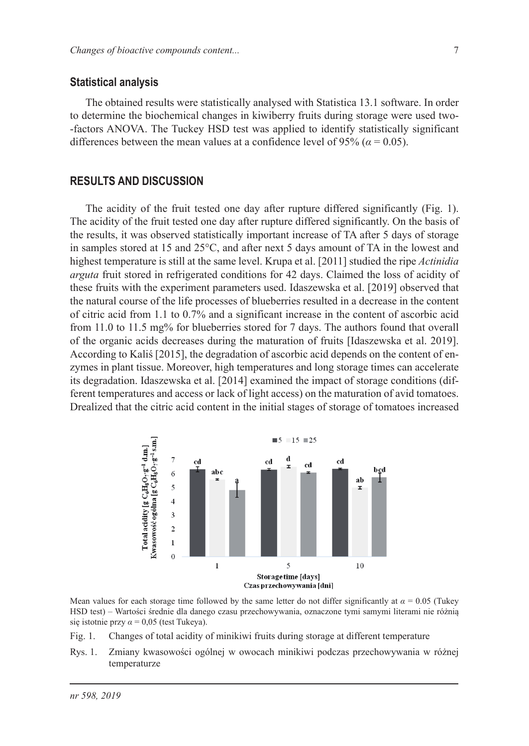## Statistical analysis

The obtained results were statistically analysed with Statistica 13.1 software. In order to determine the biochemical changes in kiwiberry fruits during storage were used two--factors ANOVA. The Tuckey HSD test was applied to identify statistically significant differences between the mean values at a confidence level of 95% ($\alpha = 0.05$).

## RESULTS AND DISCUSSION

The acidity of the fruit tested one day after rupture differed significantly (Fig. 1). The acidity of the fruit tested one day after rupture differed significantly. On the basis of the results, it was observed statistically important increase of TA after 5 days of storage in samples stored at 15 and 25°C, and after next 5 days amount of TA in the lowest and highest temperature is still at the same level. Krupa et al. [2011] studied the ripe *Actinidia arguta* fruit stored in refrigerated conditions for 42 days. Claimed the loss of acidity of these fruits with the experiment parameters used. Idaszewska et al. [2019] observed that the natural course of the life processes of blueberries resulted in a decrease in the content of citric acid from 1.1 to 0.7% and a significant increase in the content of ascorbic acid from 11.0 to 11.5 mg% for blueberries stored for 7 days. The authors found that overall of the organic acids decreases during the maturation of fruits [Idaszewska et al. 2019]. According to Kaliś [2015], the degradation of ascorbic acid depends on the content of enzymes in plant tissue. Moreover, high temperatures and long storage times can accelerate its degradation. Idaszewska et al. [2014] examined the impact of storage conditions (different temperatures and access or lack of light access) on the maturation of avid tomatoes. Drealized that the citric acid content in the initial stages of storage of tomatoes increased

Mean values for each storage time followed by the same letter do not differ significantly at $\alpha = 0.05$ (Tukey HSD test) – Wartości średnie dla danego czasu przechowywania, oznaczone tymi samymi literami nie różnią się istotnie przy $\alpha = 0,05$ (test Tukeya).

Fig. 1. Changes of total acidity of minikiwi fruits during storage at different temperature

Rys. 1. Zmiany kwasowości ogólnej w owocach minikiwi podczas przechowywania w różnej temperaturze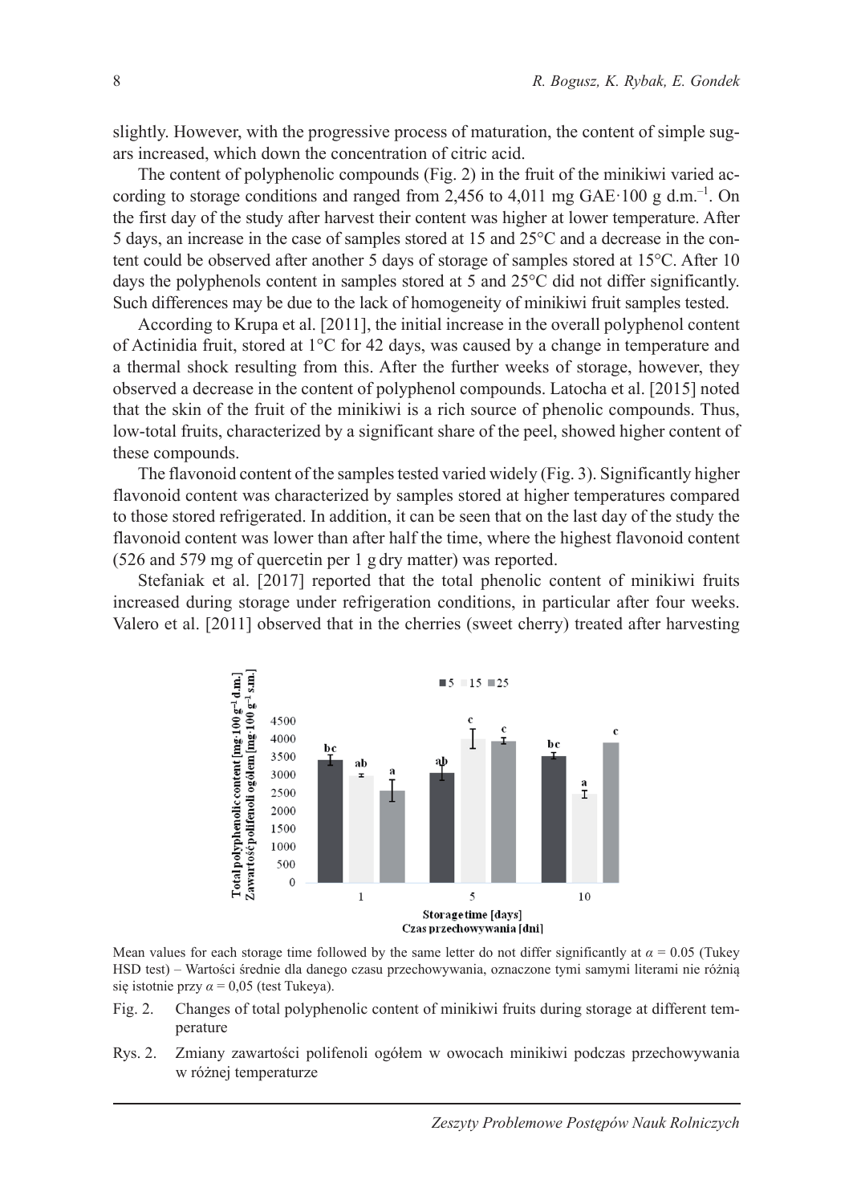slightly. However, with the progressive process of maturation, the content of simple sugars increased, which down the concentration of citric acid.

The content of polyphenolic compounds (Fig. 2) in the fruit of the minikiwi varied according to storage conditions and ranged from 2,456 to 4,011 mg GAE·100 g d.m.$^{-1}$. On the first day of the study after harvest their content was higher at lower temperature. After 5 days, an increase in the case of samples stored at 15 and 25°C and a decrease in the content could be observed after another 5 days of storage of samples stored at 15°C. After 10 days the polyphenols content in samples stored at 5 and 25°C did not differ significantly. Such differences may be due to the lack of homogeneity of minikiwi fruit samples tested.

According to Krupa et al. [2011], the initial increase in the overall polyphenol content of Actinidia fruit, stored at 1°C for 42 days, was caused by a change in temperature and a thermal shock resulting from this. After the further weeks of storage, however, they observed a decrease in the content of polyphenol compounds. Latocha et al. [2015] noted that the skin of the fruit of the minikiwi is a rich source of phenolic compounds. Thus, low-total fruits, characterized by a significant share of the peel, showed higher content of these compounds.

The flavonoid content of the samples tested varied widely (Fig. 3). Significantly higher flavonoid content was characterized by samples stored at higher temperatures compared to those stored refrigerated. In addition, it can be seen that on the last day of the study the flavonoid content was lower than after half the time, where the highest flavonoid content (526 and 579 mg of quercetin per 1 g dry matter) was reported.

Stefaniak et al. [2017] reported that the total phenolic content of minikiwi fruits increased during storage under refrigeration conditions, in particular after four weeks. Valero et al. [2011] observed that in the cherries (sweet cherry) treated after harvesting

Mean values for each storage time followed by the same letter do not differ significantly at $\alpha = 0.05$ (Tukey HSD test) – Wartości średnie dla danego czasu przechowywania, oznaczone tymi samymi literami nie różnią się istotnie przy $\alpha = 0,05$ (test Tukeya).

Fig. 2. Changes of total polyphenolic content of minikiwi fruits during storage at different temperature

Rys. 2. Zmiany zawartości polifenoli ogółem w owocach minikiwi podczas przechowywania w różnej temperaturze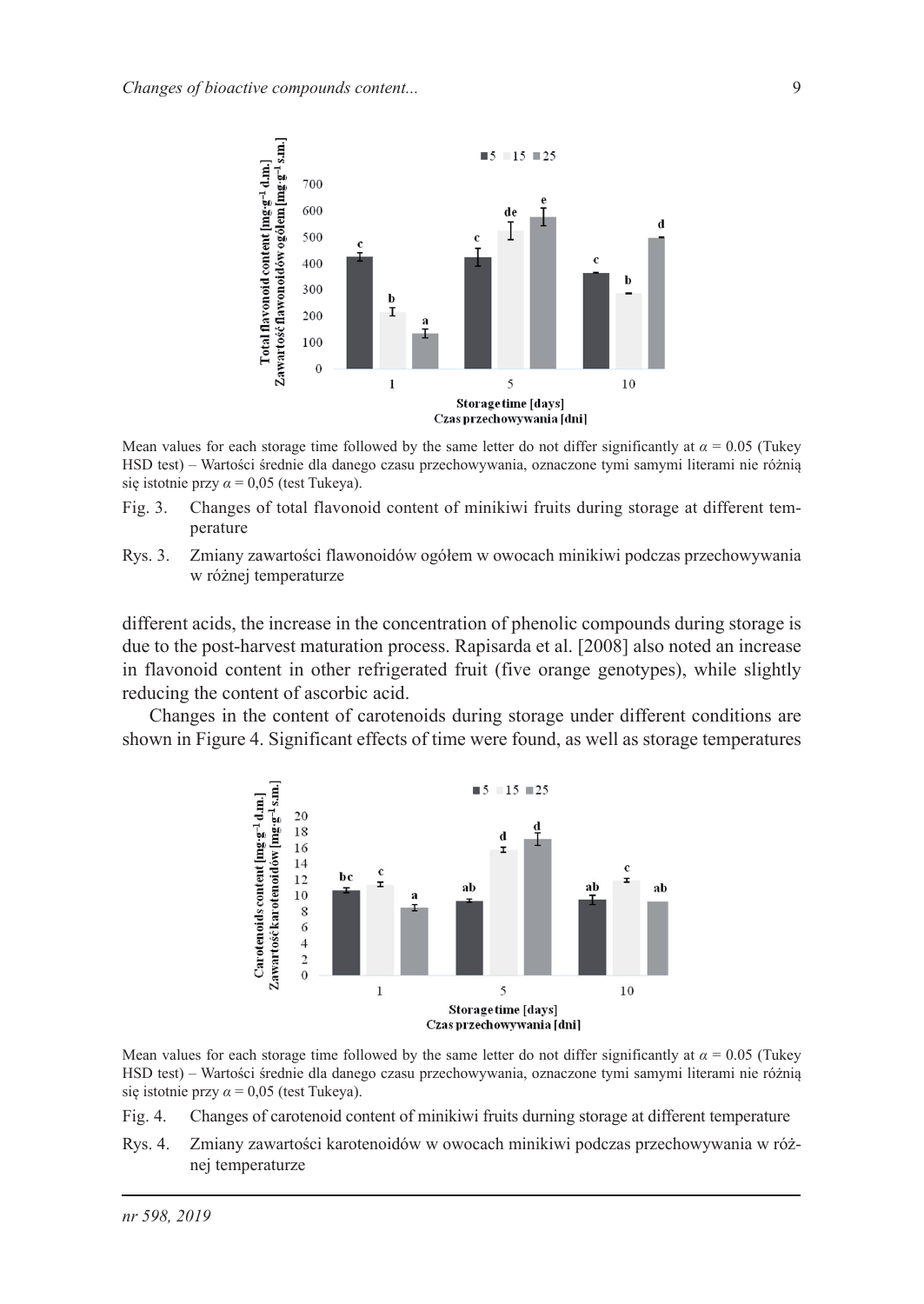Mean values for each storage time followed by the same letter do not differ significantly at $\alpha = 0.05$ (Tukey HSD test) – Wartości średnie dla danego czasu przechowywania, oznaczone tymi samymi literami nie różnią się istotnie przy $\alpha = 0,05$ (test Tukeya).

Fig. 3. Changes of total flavonoid content of minikiwi fruits during storage at different temperature

Rys. 3. Zmiany zawartości flawonoidów ogółem w owocach minikiwi podczas przechowywania w różnej temperaturze

different acids, the increase in the concentration of phenolic compounds during storage is due to the post-harvest maturation process. Rapisarda et al. [2008] also noted an increase in flavonoid content in other refrigerated fruit (five orange genotypes), while slightly reducing the content of ascorbic acid.

Changes in the content of carotenoids during storage under different conditions are shown in Figure 4. Significant effects of time were found, as well as storage temperatures

Mean values for each storage time followed by the same letter do not differ significantly at $\alpha = 0.05$ (Tukey HSD test) – Wartości średnie dla danego czasu przechowywania, oznaczone tymi samymi literami nie różnią się istotnie przy $\alpha = 0,05$ (test Tukeya).

Fig. 4. Changes of carotenoid content of minikiwi fruits durning storage at different temperature

Rys. 4. Zmiany zawartości karotenoidów w owocach minikiwi podczas przechowywania w różnej temperaturze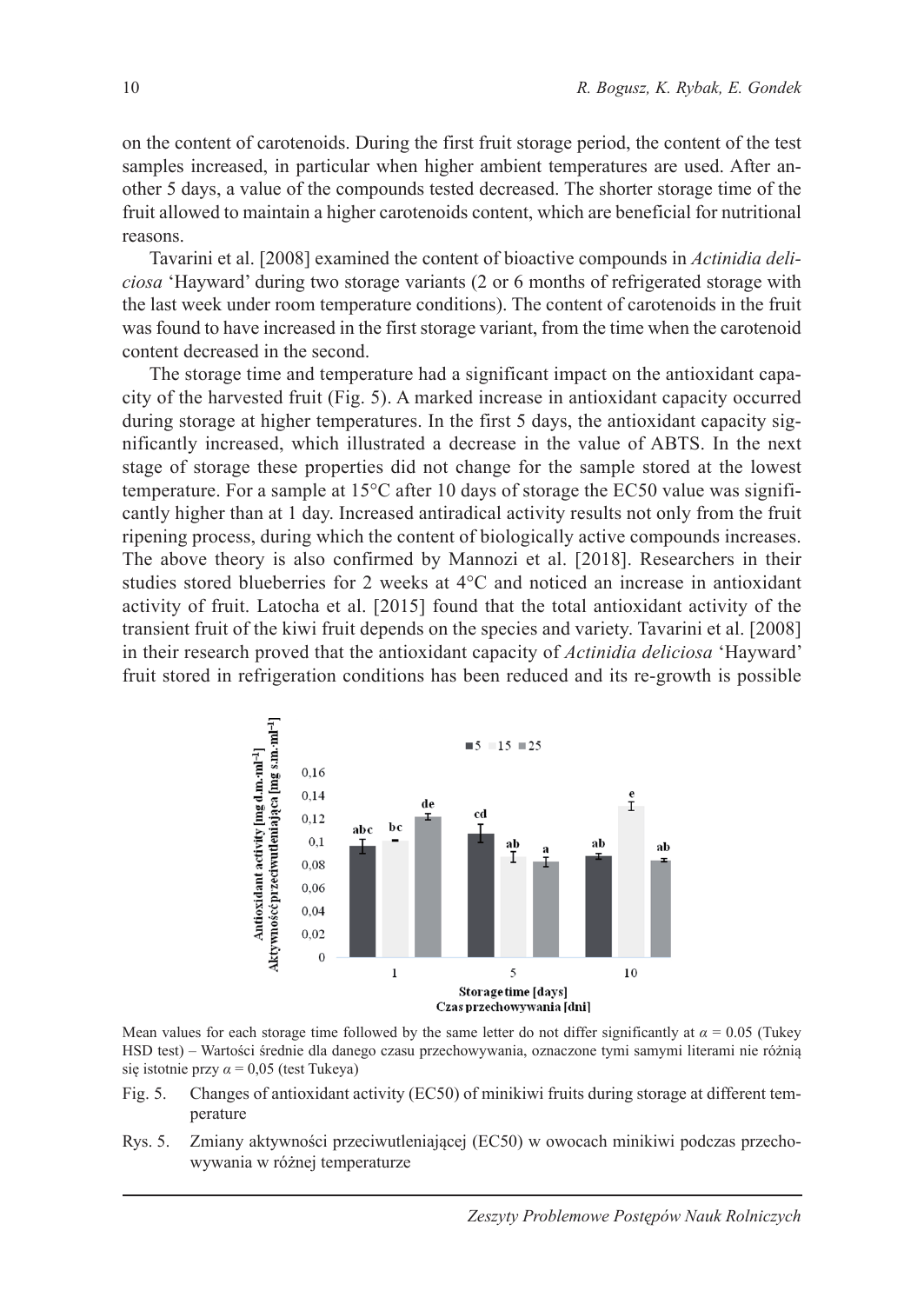on the content of carotenoids. During the first fruit storage period, the content of the test samples increased, in particular when higher ambient temperatures are used. After another 5 days, a value of the compounds tested decreased. The shorter storage time of the fruit allowed to maintain a higher carotenoids content, which are beneficial for nutritional reasons.

Tavarini et al. [2008] examined the content of bioactive compounds in *Actinidia deliciosa* 'Hayward' during two storage variants (2 or 6 months of refrigerated storage with the last week under room temperature conditions). The content of carotenoids in the fruit was found to have increased in the first storage variant, from the time when the carotenoid content decreased in the second.

The storage time and temperature had a significant impact on the antioxidant capacity of the harvested fruit (Fig. 5). A marked increase in antioxidant capacity occurred during storage at higher temperatures. In the first 5 days, the antioxidant capacity significantly increased, which illustrated a decrease in the value of ABTS. In the next stage of storage these properties did not change for the sample stored at the lowest temperature. For a sample at 15°C after 10 days of storage the EC50 value was significantly higher than at 1 day. Increased antiradical activity results not only from the fruit ripening process, during which the content of biologically active compounds increases. The above theory is also confirmed by Mannozi et al. [2018]. Researchers in their studies stored blueberries for 2 weeks at 4°C and noticed an increase in antioxidant activity of fruit. Latocha et al. [2015] found that the total antioxidant activity of the transient fruit of the kiwi fruit depends on the species and variety. Tavarini et al. [2008] in their research proved that the antioxidant capacity of *Actinidia deliciosa* 'Hayward' fruit stored in refrigeration conditions has been reduced and its re-growth is possible

Mean values for each storage time followed by the same letter do not differ significantly at $\alpha = 0.05$ (Tukey HSD test) – Wartości średnie dla danego czasu przechowywania, oznaczone tymi samymi literami nie różnią się istotnie przy $\alpha = 0,05$ (test Tukeya)

Fig. 5. Changes of antioxidant activity (EC50) of minikiwi fruits during storage at different temperature

Rys. 5. Zmiany aktywności przeciwutleniającej (EC50) w owocach minikiwi podczas przechowywania w różnej temperaturze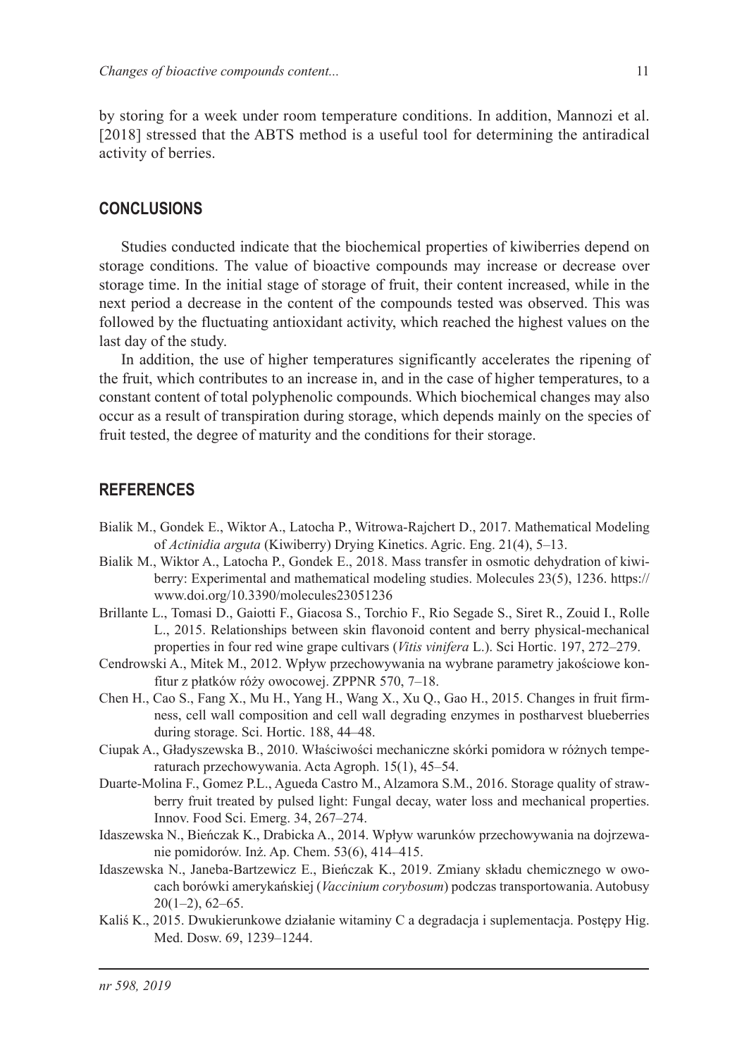by storing for a week under room temperature conditions. In addition, Mannozi et al. [2018] stressed that the ABTS method is a useful tool for determining the antiradical activity of berries.

## CONCLUSIONS

Studies conducted indicate that the biochemical properties of kiwiberries depend on storage conditions. The value of bioactive compounds may increase or decrease over storage time. In the initial stage of storage of fruit, their content increased, while in the next period a decrease in the content of the compounds tested was observed. This was followed by the fluctuating antioxidant activity, which reached the highest values on the last day of the study.

In addition, the use of higher temperatures significantly accelerates the ripening of the fruit, which contributes to an increase in, and in the case of higher temperatures, to a constant content of total polyphenolic compounds. Which biochemical changes may also occur as a result of transpiration during storage, which depends mainly on the species of fruit tested, the degree of maturity and the conditions for their storage.

## REFERENCES

Bialik M., Gondek E., Wiktor A., Latocha P., Witrowa-Rajchert D., 2017. Mathematical Modeling of *Actinidia arguta* (Kiwiberry) Drying Kinetics. Agric. Eng. 21(4), 5–13.

Bialik M., Wiktor A., Latocha P., Gondek E., 2018. Mass transfer in osmotic dehydration of kiwiberry: Experimental and mathematical modeling studies. Molecules 23(5), 1236. https://www.doi.org/10.3390/molecules23051236

Brillante L., Tomasi D., Gaiotti F., Giacosa S., Torchio F., Rio Segade S., Siret R., Zouid I., Rolle L., 2015. Relationships between skin flavonoid content and berry physical-mechanical properties in four red wine grape cultivars (*Vitis vinifera* L.). Sci Hortic. 197, 272–279.

Cendrowski A., Mitek M., 2012. Wpływ przechowywania na wybrane parametry jakościowe konfitur z płatków róży owocowej. ZPPNR 570, 7–18.

Chen H., Cao S., Fang X., Mu H., Yang H., Wang X., Xu Q., Gao H., 2015. Changes in fruit firmness, cell wall composition and cell wall degrading enzymes in postharvest blueberries during storage. Sci. Hortic. 188, 44–48.

Ciupak A., Gładyszewska B., 2010. Właściwości mechaniczne skórki pomidora w różnych temperaturach przechowywania. Acta Agroph. 15(1), 45–54.

Duarte-Molina F., Gomez P.L., Agueda Castro M., Alzamora S.M., 2016. Storage quality of strawberry fruit treated by pulsed light: Fungal decay, water loss and mechanical properties. Innov. Food Sci. Emerg. 34, 267–274.

Idaszewska N., Bieńczak K., Drabicka A., 2014. Wpływ warunków przechowywania na dojrzewanie pomidorów. Inż. Ap. Chem. 53(6), 414–415.

Idaszewska N., Janeba-Bartzewicz E., Bieńczak K., 2019. Zmiany składu chemicznego w owocach borówki amerykańskiej (*Vaccinium corybosum*) podczas transportowania. Autobusy 20(1–2), 62–65.

Kaliś K., 2015. Dwukierunkowe działanie witaminy C a degradacja i suplementacja. Postępy Hig. Med. Dosw. 69, 1239–1244.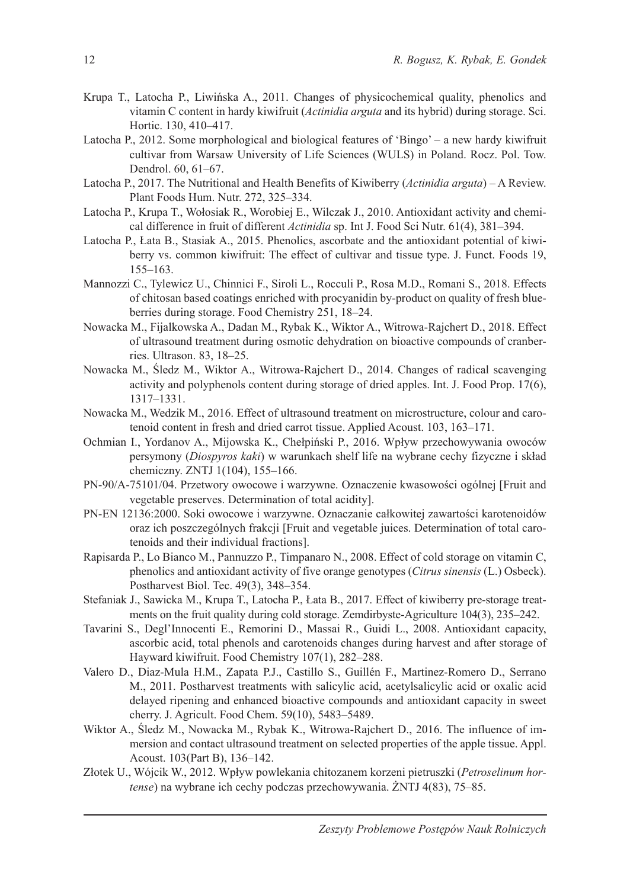Krupa T., Latocha P., Liwińska A., 2011. Changes of physicochemical quality, phenolics and vitamin C content in hardy kiwifruit (*Actinidia arguta* and its hybrid) during storage. Sci. Hortic. 130, 410–417.

Latocha P., 2012. Some morphological and biological features of 'Bingo' – a new hardy kiwifruit cultivar from Warsaw University of Life Sciences (WULS) in Poland. Rocz. Pol. Tow. Dendrol. 60, 61–67.

Latocha P., 2017. The Nutritional and Health Benefits of Kiwiberry (*Actinidia arguta*) – A Review. Plant Foods Hum. Nutr. 272, 325–334.

Latocha P., Krupa T., Wołosiak R., Worobiej E., Wilczak J., 2010. Antioxidant activity and chemical difference in fruit of different *Actinidia* sp. Int J. Food Sci Nutr. 61(4), 381–394.

Latocha P., Łata B., Stasiak A., 2015. Phenolics, ascorbate and the antioxidant potential of kiwiberry vs. common kiwifruit: The effect of cultivar and tissue type. J. Funct. Foods 19, 155–163.

Mannozzi C., Tylewicz U., Chinnici F., Siroli L., Rocculi P., Rosa M.D., Romani S., 2018. Effects of chitosan based coatings enriched with procyanidin by-product on quality of fresh blueberries during storage. Food Chemistry 251, 18–24.

Nowacka M., Fijalkowska A., Dadan M., Rybak K., Wiktor A., Witrowa-Rajchert D., 2018. Effect of ultrasound treatment during osmotic dehydration on bioactive compounds of cranberries. Ultrason. 83, 18–25.

Nowacka M., Śledz M., Wiktor A., Witrowa-Rajchert D., 2014. Changes of radical scavenging activity and polyphenols content during storage of dried apples. Int. J. Food Prop. 17(6), 1317–1331.

Nowacka M., Wedzik M., 2016. Effect of ultrasound treatment on microstructure, colour and carotenoid content in fresh and dried carrot tissue. Applied Acoust. 103, 163–171.

Ochmian I., Yordanov A., Mijowska K., Chełpiński P., 2016. Wpływ przechowywania owoców persymony (*Diospyros kaki*) w warunkach shelf life na wybrane cechy fizyczne i skład chemiczny. ZNTJ 1(104), 155–166.

PN-90/A-75101/04. Przetwory owocowe i warzywne. Oznaczenie kwasowości ogólnej [Fruit and vegetable preserves. Determination of total acidity].

PN-EN 12136:2000. Soki owocowe i warzywne. Oznaczanie całkowitej zawartości karotenoidów oraz ich poszczególnych frakcji [Fruit and vegetable juices. Determination of total carotenoids and their individual fractions].

Rapisarda P., Lo Bianco M., Pannuzzo P., Timpanaro N., 2008. Effect of cold storage on vitamin C, phenolics and antioxidant activity of five orange genotypes (*Citrus sinensis* (L.) Osbeck). Postharvest Biol. Tec. 49(3), 348–354.

Stefaniak J., Sawicka M., Krupa T., Latocha P., Łata B., 2017. Effect of kiwiberry pre-storage treatments on the fruit quality during cold storage. Zemdirbyste-Agriculture 104(3), 235–242.

Tavarini S., Degl'Innocenti E., Remorini D., Massai R., Guidi L., 2008. Antioxidant capacity, ascorbic acid, total phenols and carotenoids changes during harvest and after storage of Hayward kiwifruit. Food Chemistry 107(1), 282–288.

Valero D., Diaz-Mula H.M., Zapata P.J., Castillo S., Guillén F., Martinez-Romero D., Serrano M., 2011. Postharvest treatments with salicylic acid, acetylsalicylic acid or oxalic acid delayed ripening and enhanced bioactive compounds and antioxidant capacity in sweet cherry. J. Agricult. Food Chem. 59(10), 5483–5489.

Wiktor A., Śledz M., Nowacka M., Rybak K., Witrowa-Rajchert D., 2016. The influence of immersion and contact ultrasound treatment on selected properties of the apple tissue. Appl. Acoust. 103(Part B), 136–142.

Złotek U., Wójcik W., 2012. Wpływ powlekania chitozanem korzeni pietruszki (*Petroselinum hortense*) na wybrane ich cechy podczas przechowywania. ŻNTJ 4(83), 75–85.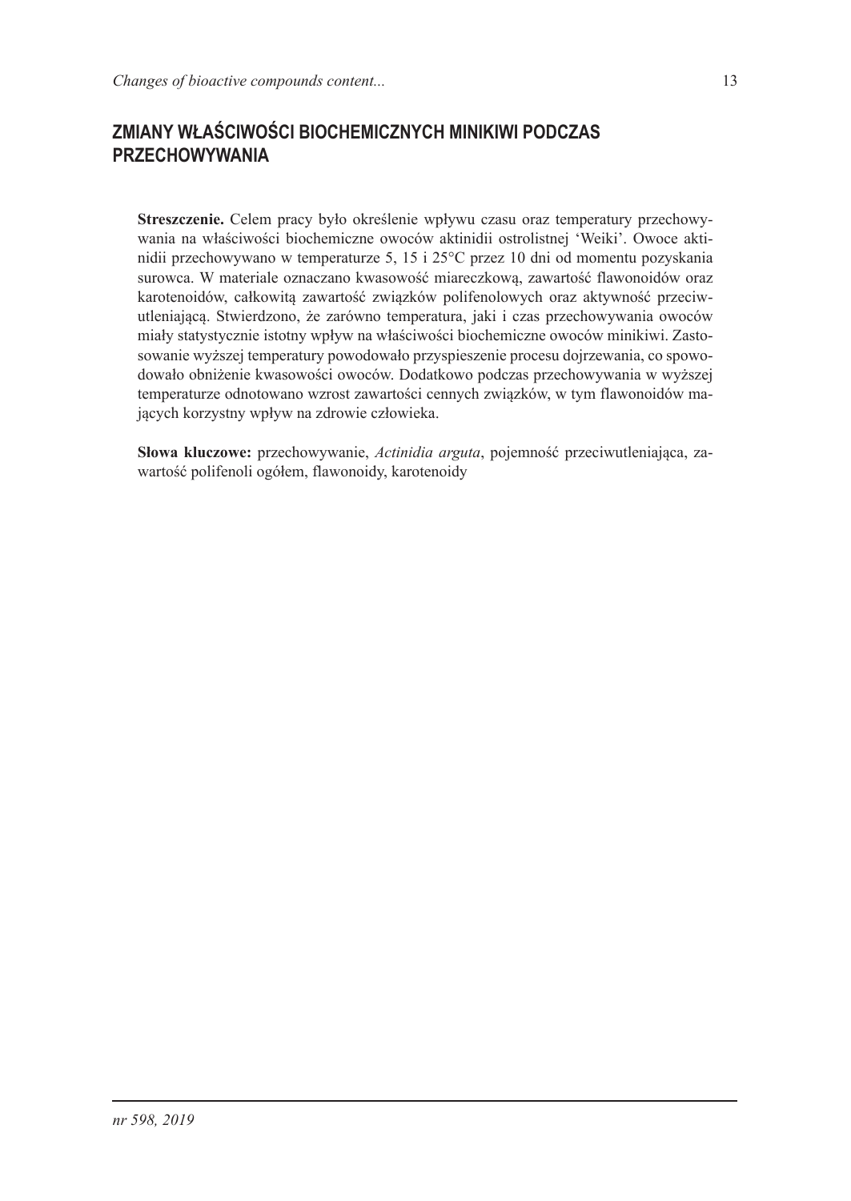## ZMIANY WŁAŚCIWOŚCI BIOCHEMICZNYCH MINIKIWI PODCZAS PRZECHOWYWANIA

**Streszczenie.** Celem pracy było określenie wpływu czasu oraz temperatury przechowywania na właściwości biochemiczne owoców aktinidii ostrolistnej 'Weiki'. Owoce aktinidii przechowywano w temperaturze 5, 15 i 25°C przez 10 dni od momentu pozyskania surowca. W materiale oznaczano kwasowość miareczkową, zawartość flawonoidów oraz karotenoidów, całkowitą zawartość związków polifenolowych oraz aktywność przeciwutleniającą. Stwierdzono, że zarówno temperatura, jaki i czas przechowywania owoców miały statystycznie istotny wpływ na właściwości biochemiczne owoców minikiwi. Zastosowanie wyższej temperatury powodowało przyspieszenie procesu dojrzewania, co spowodowało obniżenie kwasowości owoców. Dodatkowo podczas przechowywania w wyższej temperaturze odnotowano wzrost zawartości cennych związków, w tym flawonoidów mających korzystny wpływ na zdrowie człowieka.

**Słowa kluczowe:** przechowywanie, *Actinidia arguta*, pojemność przeciwutleniająca, zawartość polifenoli ogółem, flawonoidy, karotenoidy